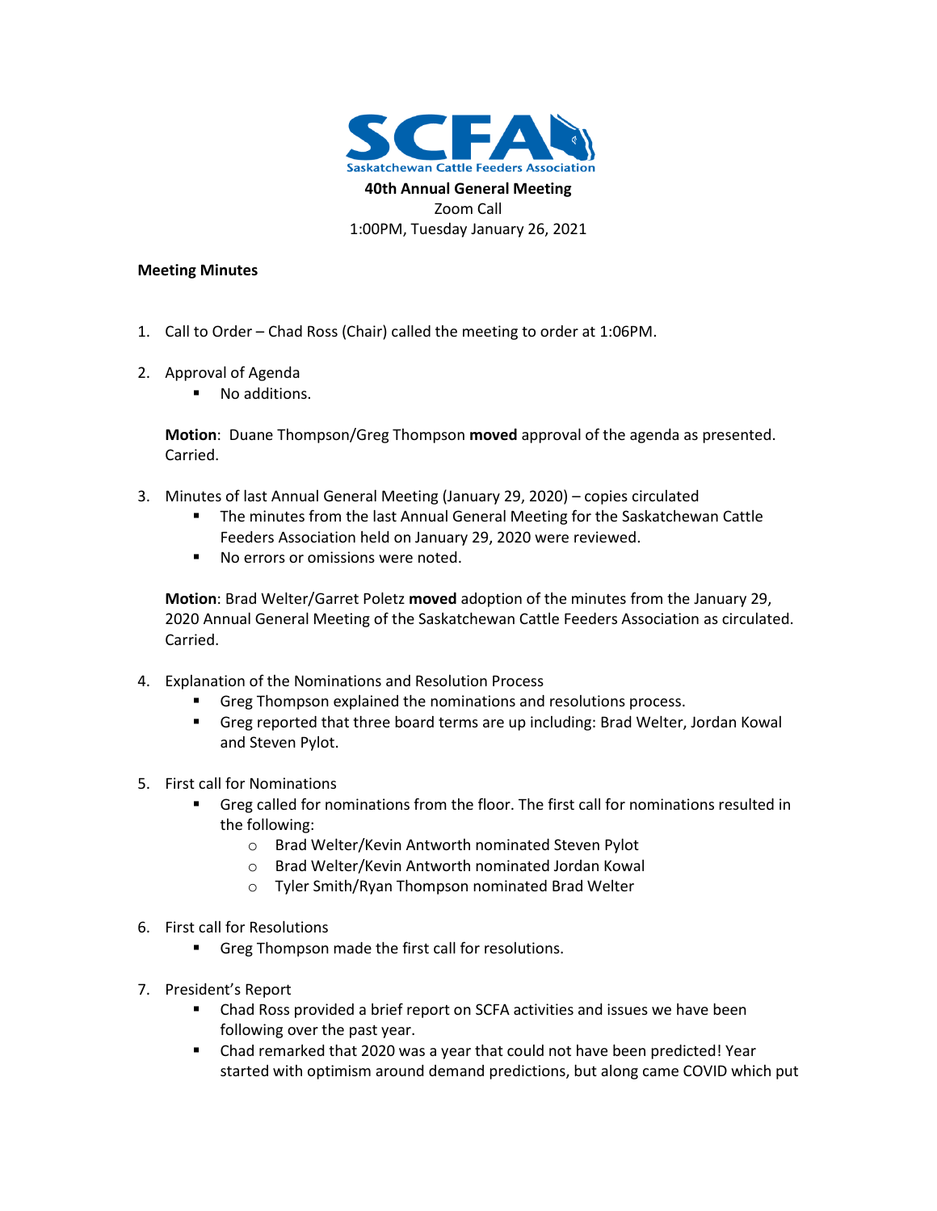**40th Annual General Meeting**
Zoom Call
1:00PM, Tuesday January 26, 2021

**Meeting Minutes**

1. Call to Order – Chad Ross (Chair) called the meeting to order at 1:06PM.

2. Approval of Agenda
   - No additions.

   **Motion**: Duane Thompson/Greg Thompson **moved** approval of the agenda as presented. Carried.

3. Minutes of last Annual General Meeting (January 29, 2020) – copies circulated
   - The minutes from the last Annual General Meeting for the Saskatchewan Cattle Feeders Association held on January 29, 2020 were reviewed.
   - No errors or omissions were noted.

   **Motion**: Brad Welter/Garret Poletz **moved** adoption of the minutes from the January 29, 2020 Annual General Meeting of the Saskatchewan Cattle Feeders Association as circulated. Carried.

4. Explanation of the Nominations and Resolution Process
   - Greg Thompson explained the nominations and resolutions process.
   - Greg reported that three board terms are up including: Brad Welter, Jordan Kowal and Steven Pylot.

5. First call for Nominations
   - Greg called for nominations from the floor. The first call for nominations resulted in the following:
     - Brad Welter/Kevin Antworth nominated Steven Pylot
     - Brad Welter/Kevin Antworth nominated Jordan Kowal
     - Tyler Smith/Ryan Thompson nominated Brad Welter

6. First call for Resolutions
   - Greg Thompson made the first call for resolutions.

7. President's Report
   - Chad Ross provided a brief report on SCFA activities and issues we have been following over the past year.
   - Chad remarked that 2020 was a year that could not have been predicted! Year started with optimism around demand predictions, but along came COVID which put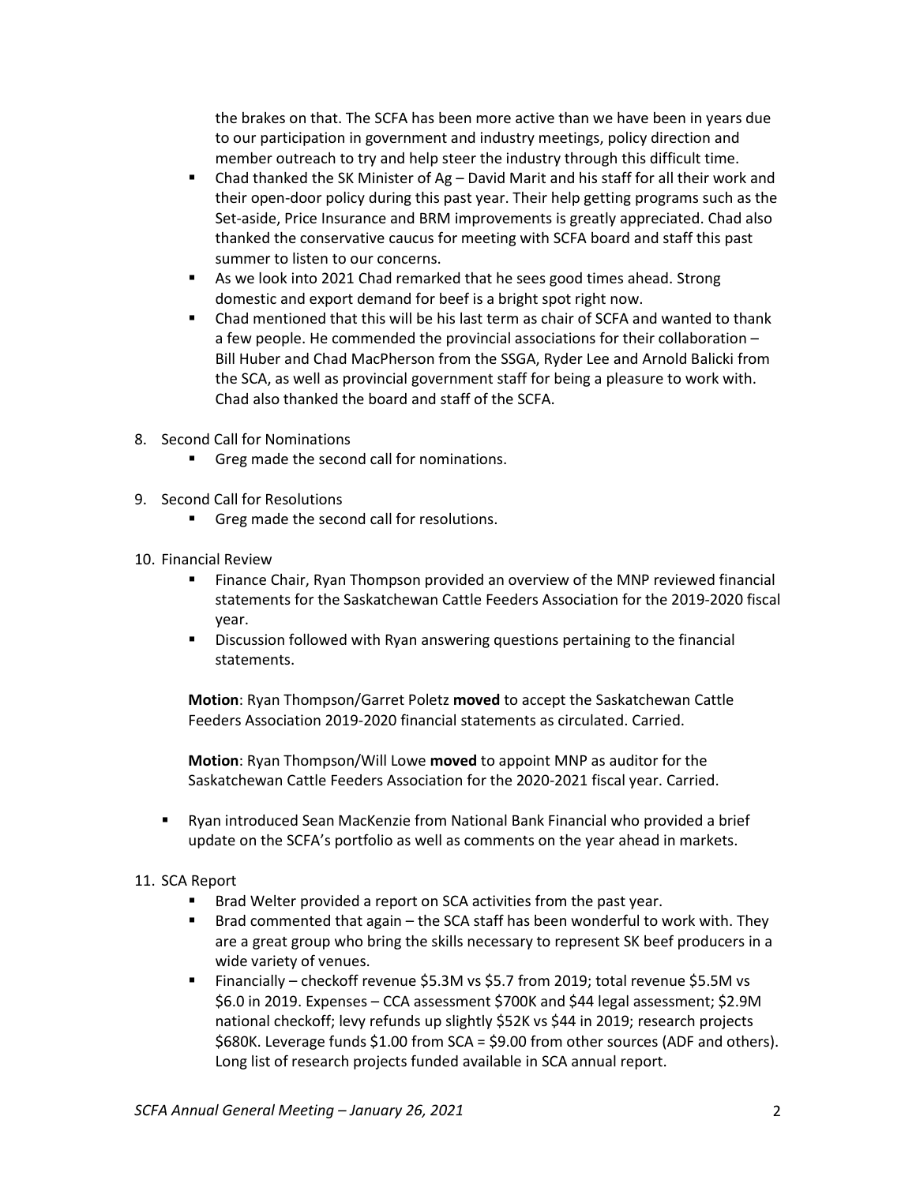the brakes on that. The SCFA has been more active than we have been in years due to our participation in government and industry meetings, policy direction and member outreach to try and help steer the industry through this difficult time.

- Chad thanked the SK Minister of Ag – David Marit and his staff for all their work and their open-door policy during this past year. Their help getting programs such as the Set-aside, Price Insurance and BRM improvements is greatly appreciated. Chad also thanked the conservative caucus for meeting with SCFA board and staff this past summer to listen to our concerns.
- As we look into 2021 Chad remarked that he sees good times ahead. Strong domestic and export demand for beef is a bright spot right now.
- Chad mentioned that this will be his last term as chair of SCFA and wanted to thank a few people. He commended the provincial associations for their collaboration – Bill Huber and Chad MacPherson from the SSGA, Ryder Lee and Arnold Balicki from the SCA, as well as provincial government staff for being a pleasure to work with. Chad also thanked the board and staff of the SCFA.

8. Second Call for Nominations
   - Greg made the second call for nominations.

9. Second Call for Resolutions
   - Greg made the second call for resolutions.

10. Financial Review
    - Finance Chair, Ryan Thompson provided an overview of the MNP reviewed financial statements for the Saskatchewan Cattle Feeders Association for the 2019-2020 fiscal year.
    - Discussion followed with Ryan answering questions pertaining to the financial statements.

    **Motion**: Ryan Thompson/Garret Poletz **moved** to accept the Saskatchewan Cattle Feeders Association 2019-2020 financial statements as circulated. Carried.

    **Motion**: Ryan Thompson/Will Lowe **moved** to appoint MNP as auditor for the Saskatchewan Cattle Feeders Association for the 2020-2021 fiscal year. Carried.

    - Ryan introduced Sean MacKenzie from National Bank Financial who provided a brief update on the SCFA's portfolio as well as comments on the year ahead in markets.

11. SCA Report
    - Brad Welter provided a report on SCA activities from the past year.
    - Brad commented that again – the SCA staff has been wonderful to work with. They are a great group who bring the skills necessary to represent SK beef producers in a wide variety of venues.
    - Financially – checkoff revenue $5.3M vs $5.7 from 2019; total revenue $5.5M vs $6.0 in 2019. Expenses – CCA assessment $700K and $44 legal assessment; $2.9M national checkoff; levy refunds up slightly $52K vs $44 in 2019; research projects $680K. Leverage funds $1.00 from SCA = $9.00 from other sources (ADF and others). Long list of research projects funded available in SCA annual report.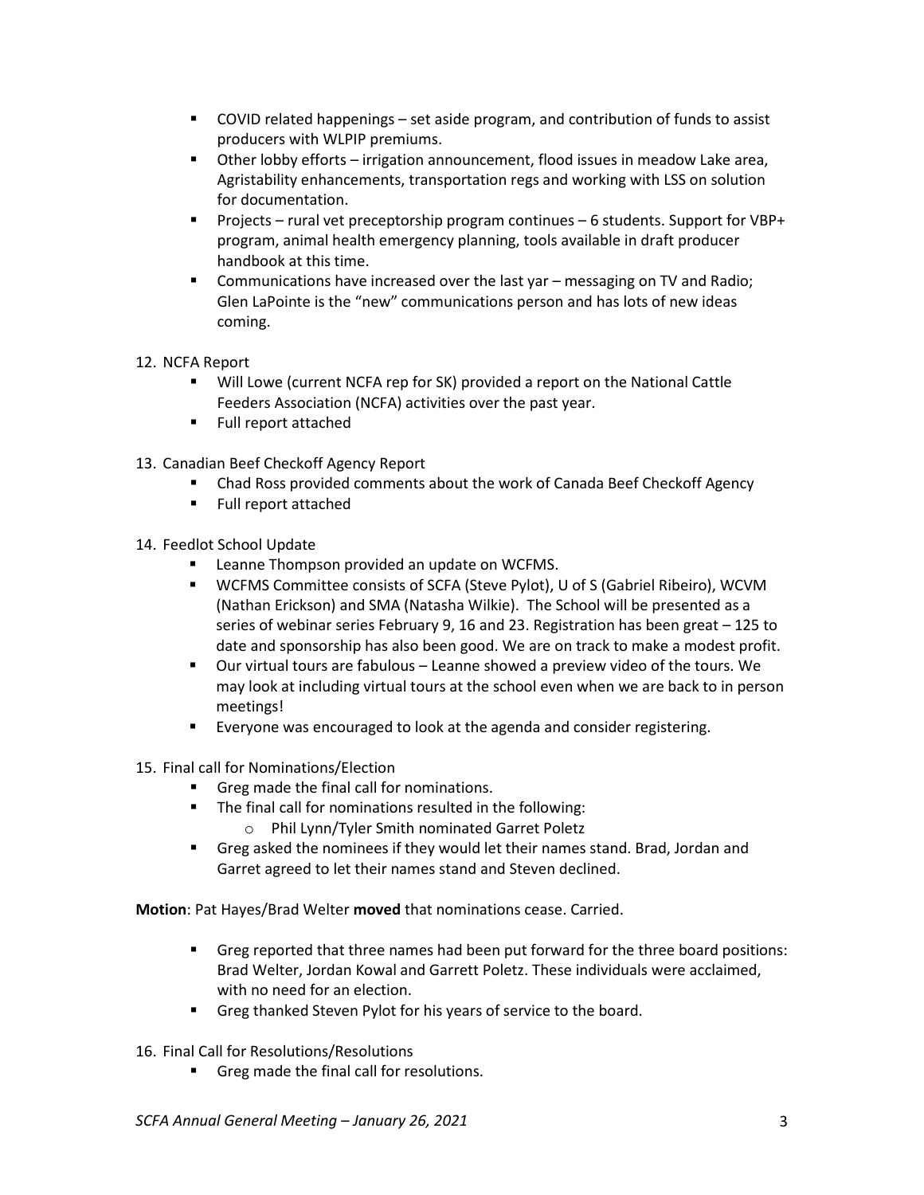- COVID related happenings – set aside program, and contribution of funds to assist producers with WLPIP premiums.
- Other lobby efforts – irrigation announcement, flood issues in meadow Lake area, Agristability enhancements, transportation regs and working with LSS on solution for documentation.
- Projects – rural vet preceptorship program continues – 6 students. Support for VBP+ program, animal health emergency planning, tools available in draft producer handbook at this time.
- Communications have increased over the last yar – messaging on TV and Radio; Glen LaPointe is the "new" communications person and has lots of new ideas coming.

12. NCFA Report
    - Will Lowe (current NCFA rep for SK) provided a report on the National Cattle Feeders Association (NCFA) activities over the past year.
    - Full report attached

13. Canadian Beef Checkoff Agency Report
    - Chad Ross provided comments about the work of Canada Beef Checkoff Agency
    - Full report attached

14. Feedlot School Update
    - Leanne Thompson provided an update on WCFMS.
    - WCFMS Committee consists of SCFA (Steve Pylot), U of S (Gabriel Ribeiro), WCVM (Nathan Erickson) and SMA (Natasha Wilkie). The School will be presented as a series of webinar series February 9, 16 and 23. Registration has been great – 125 to date and sponsorship has also been good. We are on track to make a modest profit.
    - Our virtual tours are fabulous – Leanne showed a preview video of the tours. We may look at including virtual tours at the school even when we are back to in person meetings!
    - Everyone was encouraged to look at the agenda and consider registering.

15. Final call for Nominations/Election
    - Greg made the final call for nominations.
    - The final call for nominations resulted in the following:
        - Phil Lynn/Tyler Smith nominated Garret Poletz
    - Greg asked the nominees if they would let their names stand. Brad, Jordan and Garret agreed to let their names stand and Steven declined.

**Motion**: Pat Hayes/Brad Welter **moved** that nominations cease. Carried.

- Greg reported that three names had been put forward for the three board positions: Brad Welter, Jordan Kowal and Garrett Poletz. These individuals were acclaimed, with no need for an election.
- Greg thanked Steven Pylot for his years of service to the board.

16. Final Call for Resolutions/Resolutions
    - Greg made the final call for resolutions.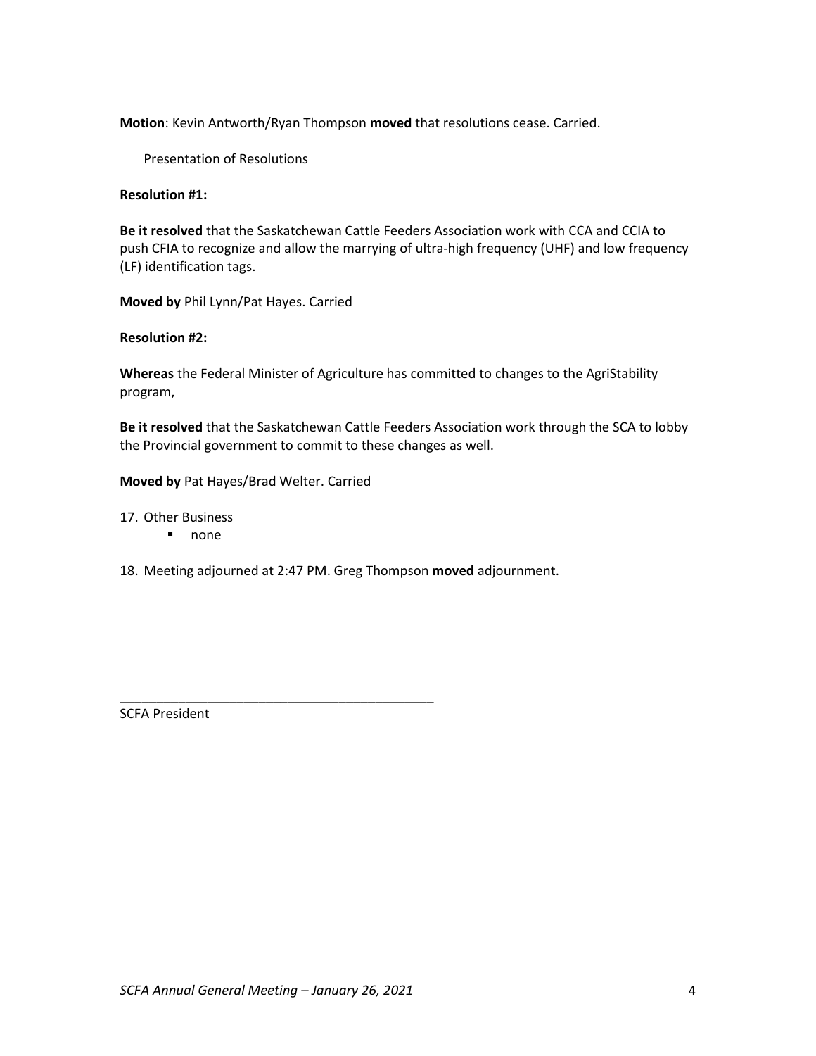**Motion**: Kevin Antworth/Ryan Thompson **moved** that resolutions cease. Carried.

Presentation of Resolutions

**Resolution #1:**

**Be it resolved** that the Saskatchewan Cattle Feeders Association work with CCA and CCIA to push CFIA to recognize and allow the marrying of ultra-high frequency (UHF) and low frequency (LF) identification tags.

**Moved by** Phil Lynn/Pat Hayes. Carried

**Resolution #2:**

**Whereas** the Federal Minister of Agriculture has committed to changes to the AgriStability program,

**Be it resolved** that the Saskatchewan Cattle Feeders Association work through the SCA to lobby the Provincial government to commit to these changes as well.

**Moved by** Pat Hayes/Brad Welter. Carried

17. Other Business
    - none

18. Meeting adjourned at 2:47 PM. Greg Thompson **moved** adjournment.

\_\_\_\_\_\_\_\_\_\_\_\_\_\_\_\_\_\_\_\_\_\_\_\_\_\_\_\_\_\_\_\_\_\_\_\_\_\_\_\_\_\_\_\_

SCFA President